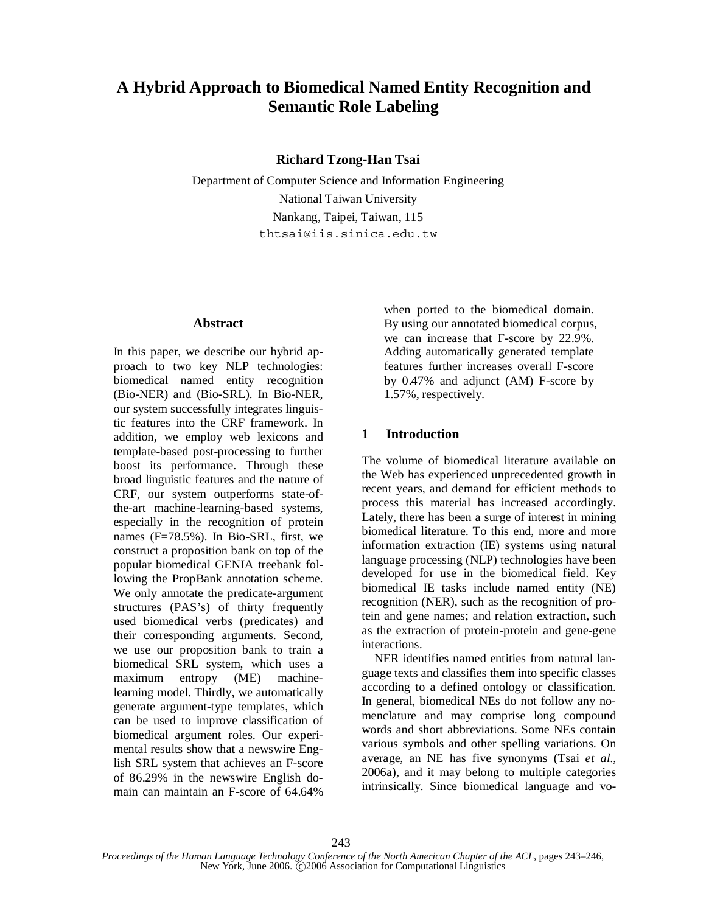# A Hybrid Approach to Biomedical Named Entity Recognition and Semantic Role Labeling

**Richard Tzong-Han Tsai**

Department of Computer Science and Information Engineering
National Taiwan University
Nankang, Taipei, Taiwan, 115
thtsai@iis.sinica.edu.tw

## Abstract

In this paper, we describe our hybrid approach to two key NLP technologies: biomedical named entity recognition (Bio-NER) and (Bio-SRL). In Bio-NER, our system successfully integrates linguistic features into the CRF framework. In addition, we employ web lexicons and template-based post-processing to further boost its performance. Through these broad linguistic features and the nature of CRF, our system outperforms state-of-the-art machine-learning-based systems, especially in the recognition of protein names (F=78.5%). In Bio-SRL, first, we construct a proposition bank on top of the popular biomedical GENIA treebank following the PropBank annotation scheme. We only annotate the predicate-argument structures (PAS's) of thirty frequently used biomedical verbs (predicates) and their corresponding arguments. Second, we use our proposition bank to train a biomedical SRL system, which uses a maximum entropy (ME) machine-learning model. Thirdly, we automatically generate argument-type templates, which can be used to improve classification of biomedical argument roles. Our experimental results show that a newswire English SRL system that achieves an F-score of 86.29% in the newswire English domain can maintain an F-score of 64.64% when ported to the biomedical domain. By using our annotated biomedical corpus, we can increase that F-score by 22.9%. Adding automatically generated template features further increases overall F-score by 0.47% and adjunct (AM) F-score by 1.57%, respectively.

## 1 Introduction

The volume of biomedical literature available on the Web has experienced unprecedented growth in recent years, and demand for efficient methods to process this material has increased accordingly. Lately, there has been a surge of interest in mining biomedical literature. To this end, more and more information extraction (IE) systems using natural language processing (NLP) technologies have been developed for use in the biomedical field. Key biomedical IE tasks include named entity (NE) recognition (NER), such as the recognition of protein and gene names; and relation extraction, such as the extraction of protein-protein and gene-gene interactions.

NER identifies named entities from natural language texts and classifies them into specific classes according to a defined ontology or classification. In general, biomedical NEs do not follow any nomenclature and may comprise long compound words and short abbreviations. Some NEs contain various symbols and other spelling variations. On average, an NE has five synonyms (Tsai *et al*., 2006a), and it may belong to multiple categories intrinsically. Since biomedical language and vo-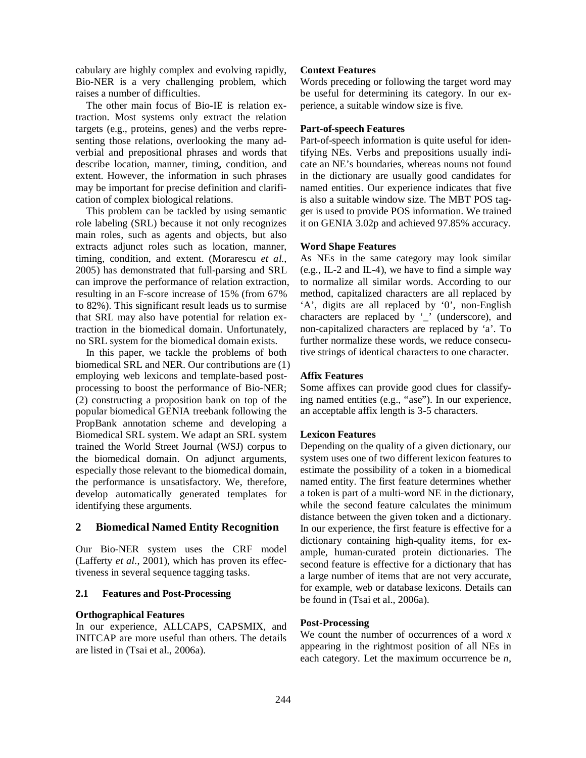cabulary are highly complex and evolving rapidly, Bio-NER is a very challenging problem, which raises a number of difficulties.

The other main focus of Bio-IE is relation extraction. Most systems only extract the relation targets (e.g., proteins, genes) and the verbs representing those relations, overlooking the many adverbial and prepositional phrases and words that describe location, manner, timing, condition, and extent. However, the information in such phrases may be important for precise definition and clarification of complex biological relations.

This problem can be tackled by using semantic role labeling (SRL) because it not only recognizes main roles, such as agents and objects, but also extracts adjunct roles such as location, manner, timing, condition, and extent. (Morarescu *et al.*, 2005) has demonstrated that full-parsing and SRL can improve the performance of relation extraction, resulting in an F-score increase of 15% (from 67% to 82%). This significant result leads us to surmise that SRL may also have potential for relation extraction in the biomedical domain. Unfortunately, no SRL system for the biomedical domain exists.

In this paper, we tackle the problems of both biomedical SRL and NER. Our contributions are (1) employing web lexicons and template-based post-processing to boost the performance of Bio-NER; (2) constructing a proposition bank on top of the popular biomedical GENIA treebank following the PropBank annotation scheme and developing a Biomedical SRL system. We adapt an SRL system trained the World Street Journal (WSJ) corpus to the biomedical domain. On adjunct arguments, especially those relevant to the biomedical domain, the performance is unsatisfactory. We, therefore, develop automatically generated templates for identifying these arguments.

## 2 Biomedical Named Entity Recognition

Our Bio-NER system uses the CRF model (Lafferty *et al.*, 2001), which has proven its effectiveness in several sequence tagging tasks.

### 2.1 Features and Post-Processing

**Orthographical Features**

In our experience, ALLCAPS, CAPSMIX, and INITCAP are more useful than others. The details are listed in (Tsai et al., 2006a).

**Context Features**

Words preceding or following the target word may be useful for determining its category. In our experience, a suitable window size is five.

**Part-of-speech Features**

Part-of-speech information is quite useful for identifying NEs. Verbs and prepositions usually indicate an NE's boundaries, whereas nouns not found in the dictionary are usually good candidates for named entities. Our experience indicates that five is also a suitable window size. The MBT POS tagger is used to provide POS information. We trained it on GENIA 3.02p and achieved 97.85% accuracy.

**Word Shape Features**

As NEs in the same category may look similar (e.g., IL-2 and IL-4), we have to find a simple way to normalize all similar words. According to our method, capitalized characters are all replaced by 'A', digits are all replaced by '0', non-English characters are replaced by '_' (underscore), and non-capitalized characters are replaced by 'a'. To further normalize these words, we reduce consecutive strings of identical characters to one character.

**Affix Features**

Some affixes can provide good clues for classifying named entities (e.g., "ase"). In our experience, an acceptable affix length is 3-5 characters.

**Lexicon Features**

Depending on the quality of a given dictionary, our system uses one of two different lexicon features to estimate the possibility of a token in a biomedical named entity. The first feature determines whether a token is part of a multi-word NE in the dictionary, while the second feature calculates the minimum distance between the given token and a dictionary. In our experience, the first feature is effective for a dictionary containing high-quality items, for example, human-curated protein dictionaries. The second feature is effective for a dictionary that has a large number of items that are not very accurate, for example, web or database lexicons. Details can be found in (Tsai et al., 2006a).

**Post-Processing**

We count the number of occurrences of a word $x$ appearing in the rightmost position of all NEs in each category. Let the maximum occurrence be $n$,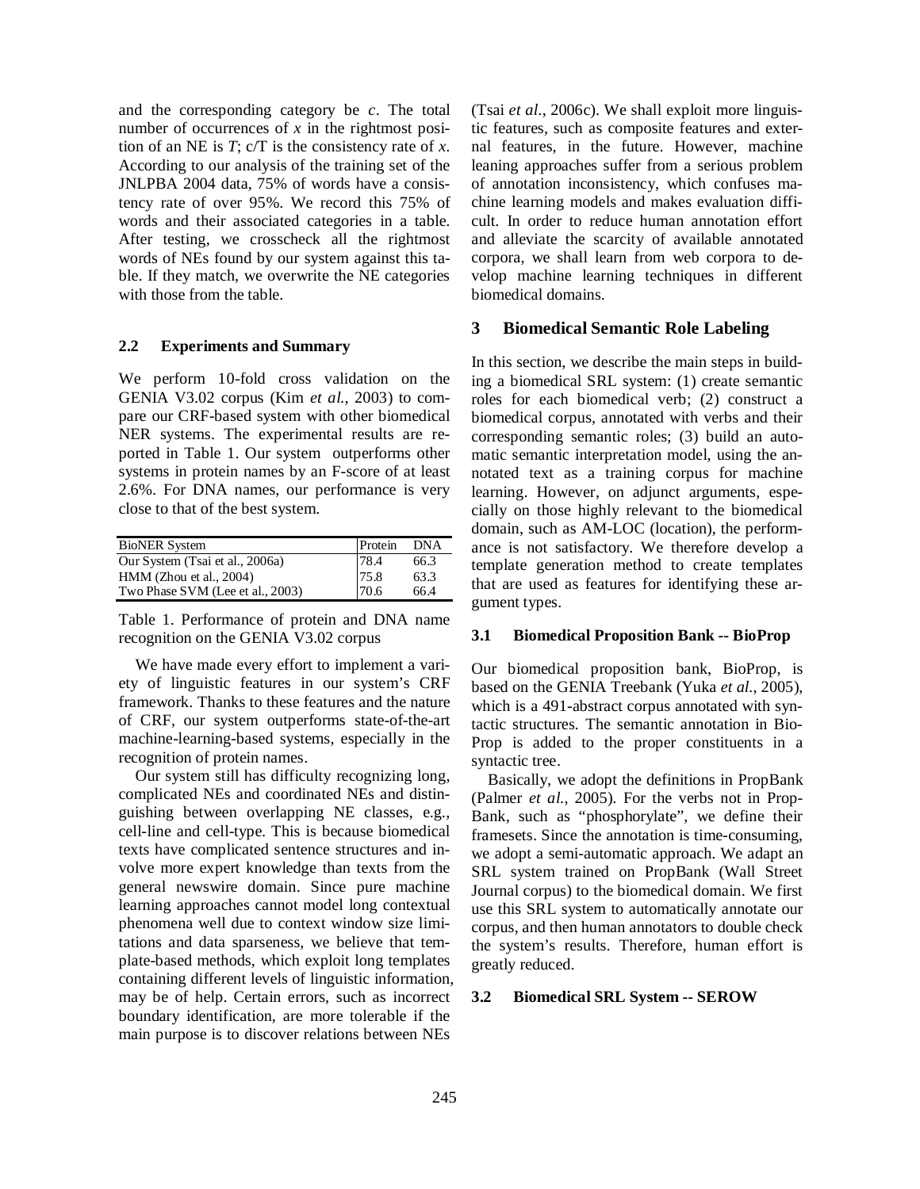and the corresponding category be *c*. The total number of occurrences of *x* in the rightmost position of an NE is *T*; c/T is the consistency rate of *x*. According to our analysis of the training set of the JNLPBA 2004 data, 75% of words have a consistency rate of over 95%. We record this 75% of words and their associated categories in a table. After testing, we crosscheck all the rightmost words of NEs found by our system against this table. If they match, we overwrite the NE categories with those from the table.

### 2.2 Experiments and Summary

We perform 10-fold cross validation on the GENIA V3.02 corpus (Kim *et al.*, 2003) to compare our CRF-based system with other biomedical NER systems. The experimental results are reported in Table 1. Our system outperforms other systems in protein names by an F-score of at least 2.6%. For DNA names, our performance is very close to that of the best system.

| BioNER System | Protein | DNA |
|---|---|---|
| Our System (Tsai et al., 2006a) | 78.4 | 66.3 |
| HMM (Zhou et al., 2004) | 75.8 | 63.3 |
| Two Phase SVM (Lee et al., 2003) | 70.6 | 66.4 |

Table 1. Performance of protein and DNA name recognition on the GENIA V3.02 corpus

We have made every effort to implement a variety of linguistic features in our system's CRF framework. Thanks to these features and the nature of CRF, our system outperforms state-of-the-art machine-learning-based systems, especially in the recognition of protein names.

Our system still has difficulty recognizing long, complicated NEs and coordinated NEs and distinguishing between overlapping NE classes, e.g., cell-line and cell-type. This is because biomedical texts have complicated sentence structures and involve more expert knowledge than texts from the general newswire domain. Since pure machine learning approaches cannot model long contextual phenomena well due to context window size limitations and data sparseness, we believe that template-based methods, which exploit long templates containing different levels of linguistic information, may be of help. Certain errors, such as incorrect boundary identification, are more tolerable if the main purpose is to discover relations between NEs (Tsai *et al.*, 2006c). We shall exploit more linguistic features, such as composite features and external features, in the future. However, machine leaning approaches suffer from a serious problem of annotation inconsistency, which confuses machine learning models and makes evaluation difficult. In order to reduce human annotation effort and alleviate the scarcity of available annotated corpora, we shall learn from web corpora to develop machine learning techniques in different biomedical domains.

## 3 Biomedical Semantic Role Labeling

In this section, we describe the main steps in building a biomedical SRL system: (1) create semantic roles for each biomedical verb; (2) construct a biomedical corpus, annotated with verbs and their corresponding semantic roles; (3) build an automatic semantic interpretation model, using the annotated text as a training corpus for machine learning. However, on adjunct arguments, especially on those highly relevant to the biomedical domain, such as AM-LOC (location), the performance is not satisfactory. We therefore develop a template generation method to create templates that are used as features for identifying these argument types.

### 3.1 Biomedical Proposition Bank -- BioProp

Our biomedical proposition bank, BioProp, is based on the GENIA Treebank (Yuka *et al.*, 2005), which is a 491-abstract corpus annotated with syntactic structures. The semantic annotation in BioProp is added to the proper constituents in a syntactic tree.

Basically, we adopt the definitions in PropBank (Palmer *et al.*, 2005). For the verbs not in PropBank, such as "phosphorylate", we define their framesets. Since the annotation is time-consuming, we adopt a semi-automatic approach. We adapt an SRL system trained on PropBank (Wall Street Journal corpus) to the biomedical domain. We first use this SRL system to automatically annotate our corpus, and then human annotators to double check the system's results. Therefore, human effort is greatly reduced.

### 3.2 Biomedical SRL System -- SEROW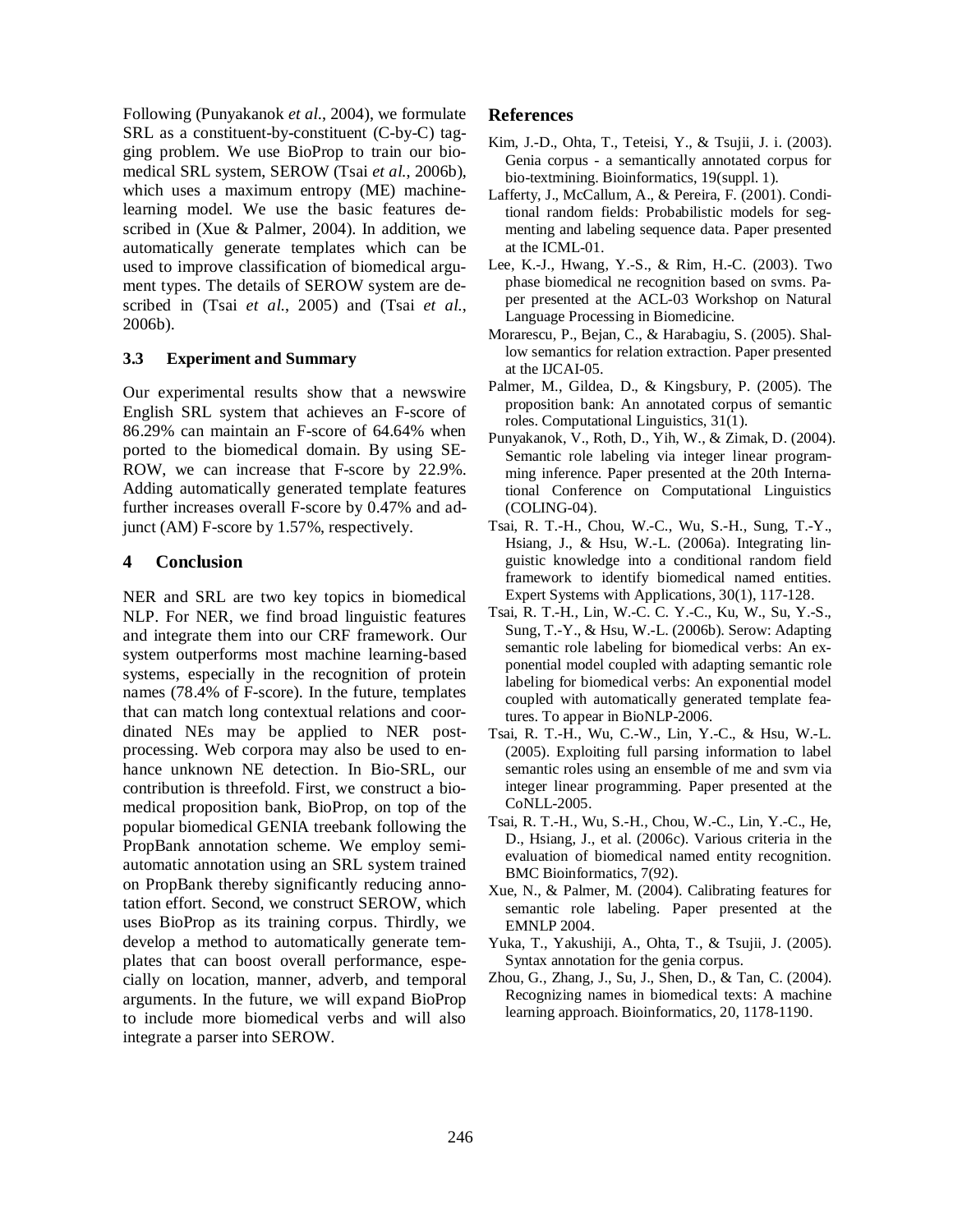Following (Punyakanok *et al.*, 2004), we formulate SRL as a constituent-by-constituent (C-by-C) tagging problem. We use BioProp to train our biomedical SRL system, SEROW (Tsai *et al.*, 2006b), which uses a maximum entropy (ME) machine-learning model. We use the basic features described in (Xue & Palmer, 2004). In addition, we automatically generate templates which can be used to improve classification of biomedical argument types. The details of SEROW system are described in (Tsai *et al.*, 2005) and (Tsai *et al.*, 2006b).

### 3.3 Experiment and Summary

Our experimental results show that a newswire English SRL system that achieves an F-score of 86.29% can maintain an F-score of 64.64% when ported to the biomedical domain. By using SEROW, we can increase that F-score by 22.9%. Adding automatically generated template features further increases overall F-score by 0.47% and adjunct (AM) F-score by 1.57%, respectively.

## 4 Conclusion

NER and SRL are two key topics in biomedical NLP. For NER, we find broad linguistic features and integrate them into our CRF framework. Our system outperforms most machine learning-based systems, especially in the recognition of protein names (78.4% of F-score). In the future, templates that can match long contextual relations and coordinated NEs may be applied to NER post-processing. Web corpora may also be used to enhance unknown NE detection. In Bio-SRL, our contribution is threefold. First, we construct a biomedical proposition bank, BioProp, on top of the popular biomedical GENIA treebank following the PropBank annotation scheme. We employ semi-automatic annotation using an SRL system trained on PropBank thereby significantly reducing annotation effort. Second, we construct SEROW, which uses BioProp as its training corpus. Thirdly, we develop a method to automatically generate templates that can boost overall performance, especially on location, manner, adverb, and temporal arguments. In the future, we will expand BioProp to include more biomedical verbs and will also integrate a parser into SEROW.

## References

Kim, J.-D., Ohta, T., Teteisi, Y., & Tsujii, J. i. (2003). Genia corpus - a semantically annotated corpus for bio-textmining. Bioinformatics, 19(suppl. 1).

Lafferty, J., McCallum, A., & Pereira, F. (2001). Conditional random fields: Probabilistic models for segmenting and labeling sequence data. Paper presented at the ICML-01.

Lee, K.-J., Hwang, Y.-S., & Rim, H.-C. (2003). Two phase biomedical ne recognition based on svms. Paper presented at the ACL-03 Workshop on Natural Language Processing in Biomedicine.

Morarescu, P., Bejan, C., & Harabagiu, S. (2005). Shallow semantics for relation extraction. Paper presented at the IJCAI-05.

Palmer, M., Gildea, D., & Kingsbury, P. (2005). The proposition bank: An annotated corpus of semantic roles. Computational Linguistics, 31(1).

Punyakanok, V., Roth, D., Yih, W., & Zimak, D. (2004). Semantic role labeling via integer linear programming inference. Paper presented at the 20th International Conference on Computational Linguistics (COLING-04).

Tsai, R. T.-H., Chou, W.-C., Wu, S.-H., Sung, T.-Y., Hsiang, J., & Hsu, W.-L. (2006a). Integrating linguistic knowledge into a conditional random field framework to identify biomedical named entities. Expert Systems with Applications, 30(1), 117-128.

Tsai, R. T.-H., Lin, W.-C. C. Y.-C., Ku, W., Su, Y.-S., Sung, T.-Y., & Hsu, W.-L. (2006b). Serow: Adapting semantic role labeling for biomedical verbs: An exponential model coupled with adapting semantic role labeling for biomedical verbs: An exponential model coupled with automatically generated template features. To appear in BioNLP-2006.

Tsai, R. T.-H., Wu, C.-W., Lin, Y.-C., & Hsu, W.-L. (2005). Exploiting full parsing information to label semantic roles using an ensemble of me and svm via integer linear programming. Paper presented at the CoNLL-2005.

Tsai, R. T.-H., Wu, S.-H., Chou, W.-C., Lin, Y.-C., He, D., Hsiang, J., et al. (2006c). Various criteria in the evaluation of biomedical named entity recognition. BMC Bioinformatics, 7(92).

Xue, N., & Palmer, M. (2004). Calibrating features for semantic role labeling. Paper presented at the EMNLP 2004.

Yuka, T., Yakushiji, A., Ohta, T., & Tsujii, J. (2005). Syntax annotation for the genia corpus.

Zhou, G., Zhang, J., Su, J., Shen, D., & Tan, C. (2004). Recognizing names in biomedical texts: A machine learning approach. Bioinformatics, 20, 1178-1190.